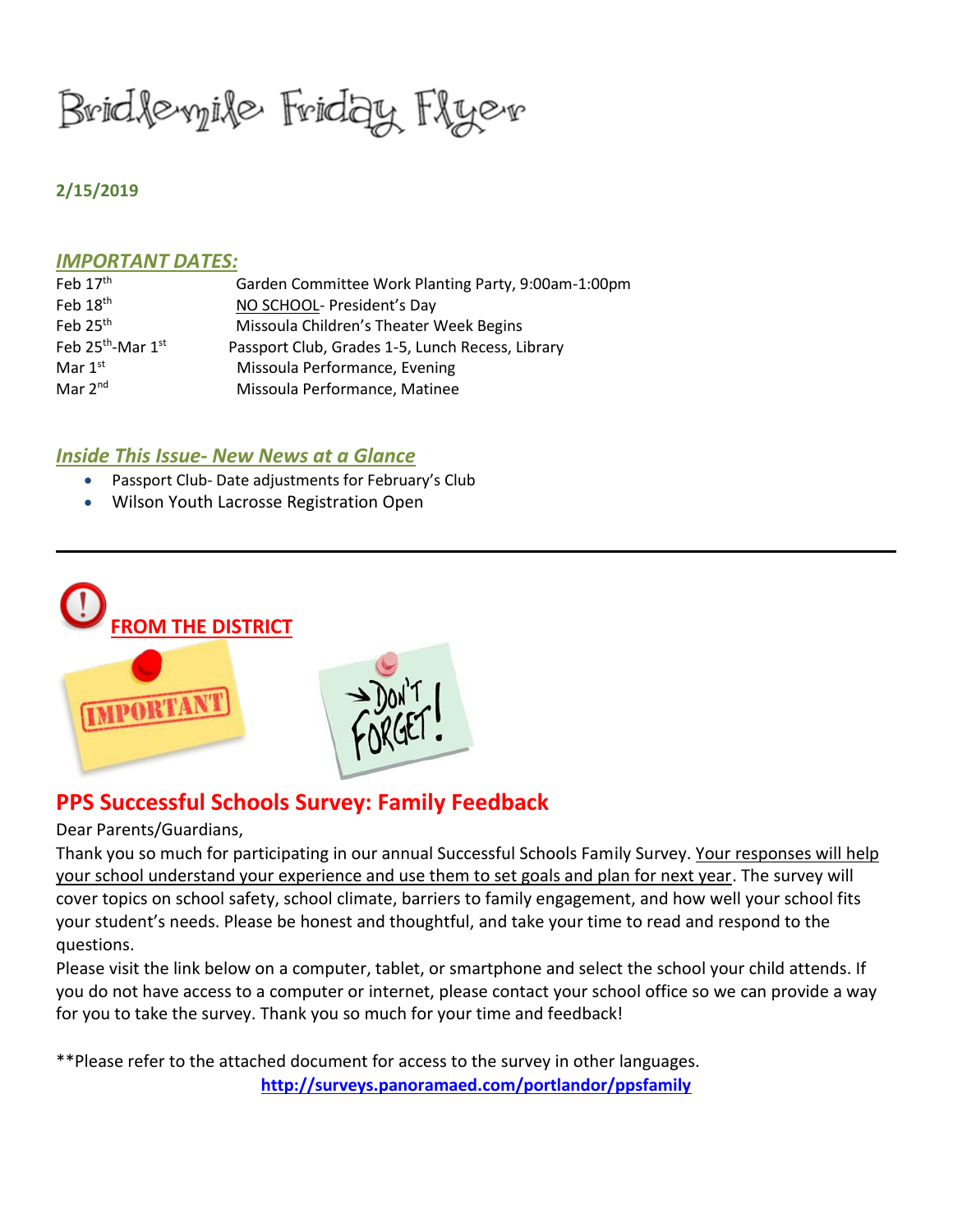# Bridlemile Friday Flyer

**2/15/2019**

## *IMPORTANT DATES:*

| | |
|---|---|
| Feb 17th | Garden Committee Work Planting Party, 9:00am-1:00pm |
| Feb 18th | NO SCHOOL- President's Day |
| Feb 25th | Missoula Children's Theater Week Begins |
| Feb 25th-Mar 1st | Passport Club, Grades 1-5, Lunch Recess, Library |
| Mar 1st | Missoula Performance, Evening |
| Mar 2nd | Missoula Performance, Matinee |

## *Inside This Issue- New News at a Glance*

- Passport Club- Date adjustments for February's Club
- Wilson Youth Lacrosse Registration Open

---

## FROM THE DISTRICT

## PPS Successful Schools Survey: Family Feedback

Dear Parents/Guardians,

Thank you so much for participating in our annual Successful Schools Family Survey. Your responses will help your school understand your experience and use them to set goals and plan for next year. The survey will cover topics on school safety, school climate, barriers to family engagement, and how well your school fits your student's needs. Please be honest and thoughtful, and take your time to read and respond to the questions.

Please visit the link below on a computer, tablet, or smartphone and select the school your child attends. If you do not have access to a computer or internet, please contact your school office so we can provide a way for you to take the survey. Thank you so much for your time and feedback!

**Please refer to the attached document for access to the survey in other languages.

**http://surveys.panoramaed.com/portlandor/ppsfamily**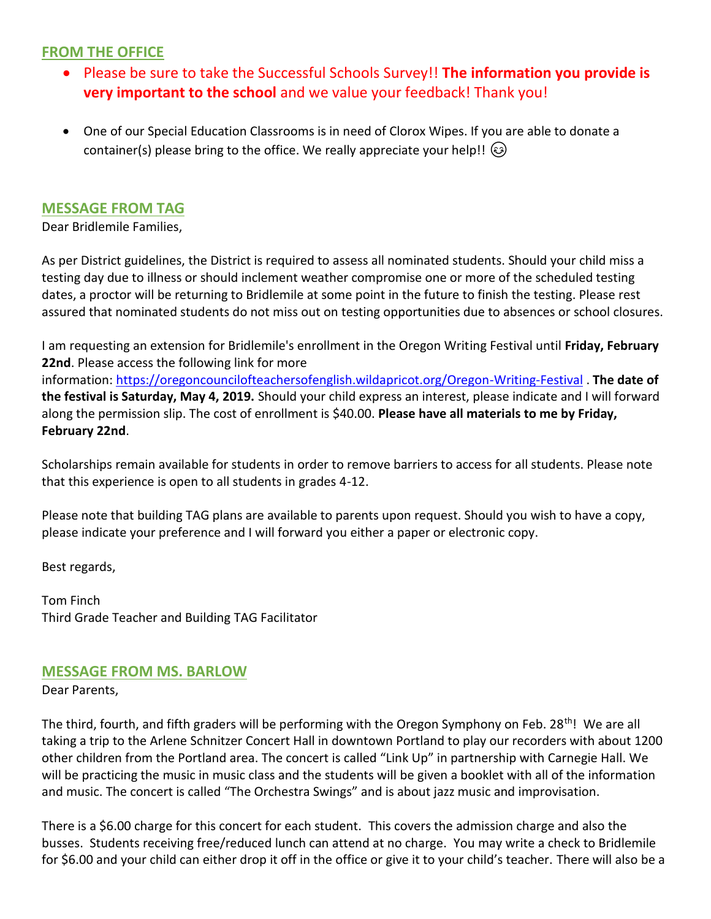## FROM THE OFFICE

- Please be sure to take the Successful Schools Survey!! **The information you provide is very important to the school** and we value your feedback! Thank you!

- One of our Special Education Classrooms is in need of Clorox Wipes. If you are able to donate a container(s) please bring to the office. We really appreciate your help!! 😉

## MESSAGE FROM TAG

Dear Bridlemile Families,

As per District guidelines, the District is required to assess all nominated students. Should your child miss a testing day due to illness or should inclement weather compromise one or more of the scheduled testing dates, a proctor will be returning to Bridlemile at some point in the future to finish the testing. Please rest assured that nominated students do not miss out on testing opportunities due to absences or school closures.

I am requesting an extension for Bridlemile's enrollment in the Oregon Writing Festival until **Friday, February 22nd**. Please access the following link for more information: https://oregoncouncilofteachersofenglish.wildapricot.org/Oregon-Writing-Festival . **The date of the festival is Saturday, May 4, 2019.** Should your child express an interest, please indicate and I will forward along the permission slip. The cost of enrollment is $40.00. **Please have all materials to me by Friday, February 22nd**.

Scholarships remain available for students in order to remove barriers to access for all students. Please note that this experience is open to all students in grades 4-12.

Please note that building TAG plans are available to parents upon request. Should you wish to have a copy, please indicate your preference and I will forward you either a paper or electronic copy.

Best regards,

Tom Finch
Third Grade Teacher and Building TAG Facilitator

## MESSAGE FROM MS. BARLOW

Dear Parents,

The third, fourth, and fifth graders will be performing with the Oregon Symphony on Feb. 28th! We are all taking a trip to the Arlene Schnitzer Concert Hall in downtown Portland to play our recorders with about 1200 other children from the Portland area. The concert is called "Link Up" in partnership with Carnegie Hall. We will be practicing the music in music class and the students will be given a booklet with all of the information and music. The concert is called "The Orchestra Swings" and is about jazz music and improvisation.

There is a $6.00 charge for this concert for each student. This covers the admission charge and also the busses. Students receiving free/reduced lunch can attend at no charge. You may write a check to Bridlemile for $6.00 and your child can either drop it off in the office or give it to your child's teacher. There will also be a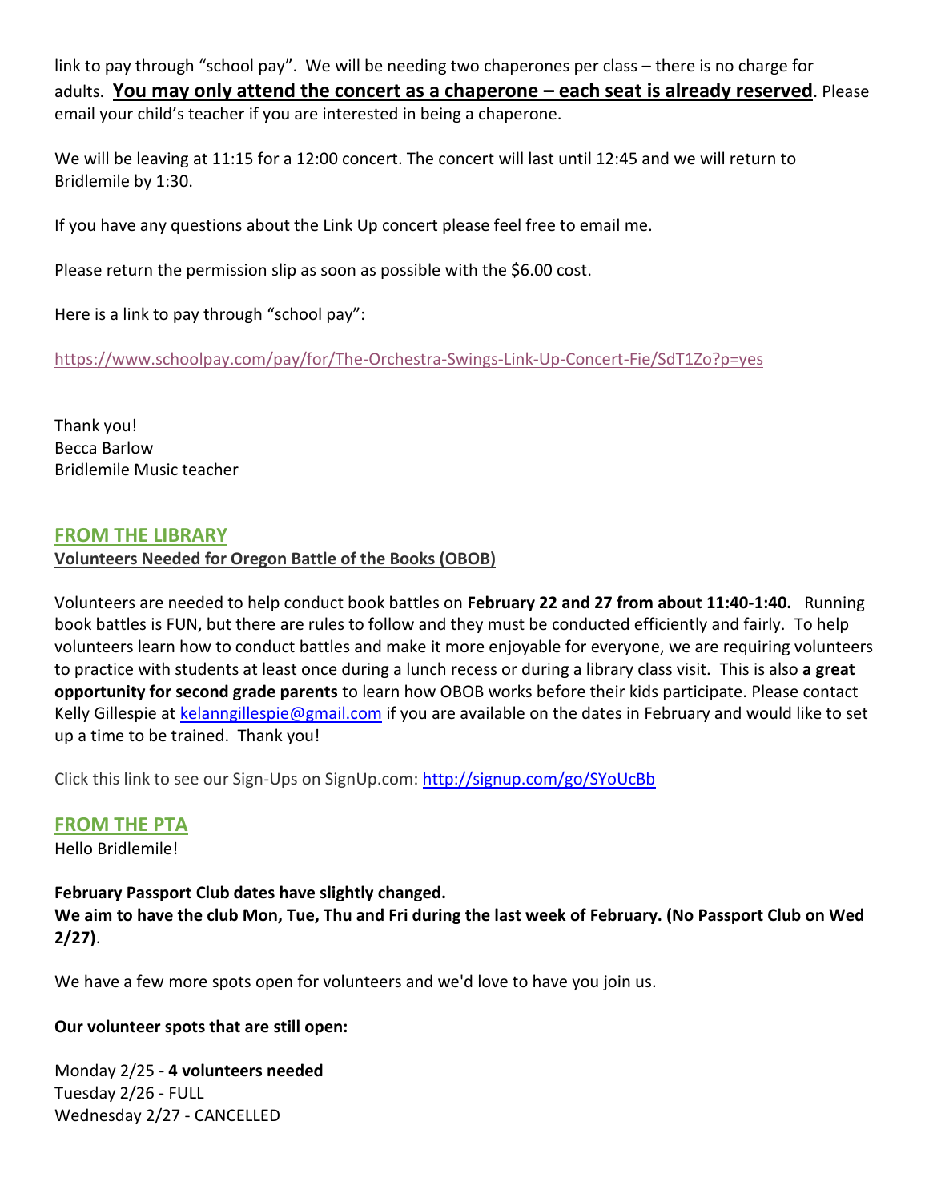link to pay through "school pay". We will be needing two chaperones per class – there is no charge for adults. **<u>You may only attend the concert as a chaperone – each seat is already reserved</u>**. Please email your child's teacher if you are interested in being a chaperone.

We will be leaving at 11:15 for a 12:00 concert. The concert will last until 12:45 and we will return to Bridlemile by 1:30.

If you have any questions about the Link Up concert please feel free to email me.

Please return the permission slip as soon as possible with the $6.00 cost.

Here is a link to pay through "school pay":

https://www.schoolpay.com/pay/for/The-Orchestra-Swings-Link-Up-Concert-Fie/SdT1Zo?p=yes

Thank you!
Becca Barlow
Bridlemile Music teacher

## FROM THE LIBRARY

**<u>Volunteers Needed for Oregon Battle of the Books (OBOB)</u>**

Volunteers are needed to help conduct book battles on **February 22 and 27 from about 11:40-1:40.** Running book battles is FUN, but there are rules to follow and they must be conducted efficiently and fairly. To help volunteers learn how to conduct battles and make it more enjoyable for everyone, we are requiring volunteers to practice with students at least once during a lunch recess or during a library class visit. This is also **a great opportunity for second grade parents** to learn how OBOB works before their kids participate. Please contact Kelly Gillespie at kelanngillespie@gmail.com if you are available on the dates in February and would like to set up a time to be trained. Thank you!

Click this link to see our Sign-Ups on SignUp.com: http://signup.com/go/SYoUcBb

## FROM THE PTA

Hello Bridlemile!

**February Passport Club dates have slightly changed.**
**We aim to have the club Mon, Tue, Thu and Fri during the last week of February. (No Passport Club on Wed 2/27)**.

We have a few more spots open for volunteers and we'd love to have you join us.

**<u>Our volunteer spots that are still open:</u>**

Monday 2/25 - **4 volunteers needed**
Tuesday 2/26 - FULL
Wednesday 2/27 - CANCELLED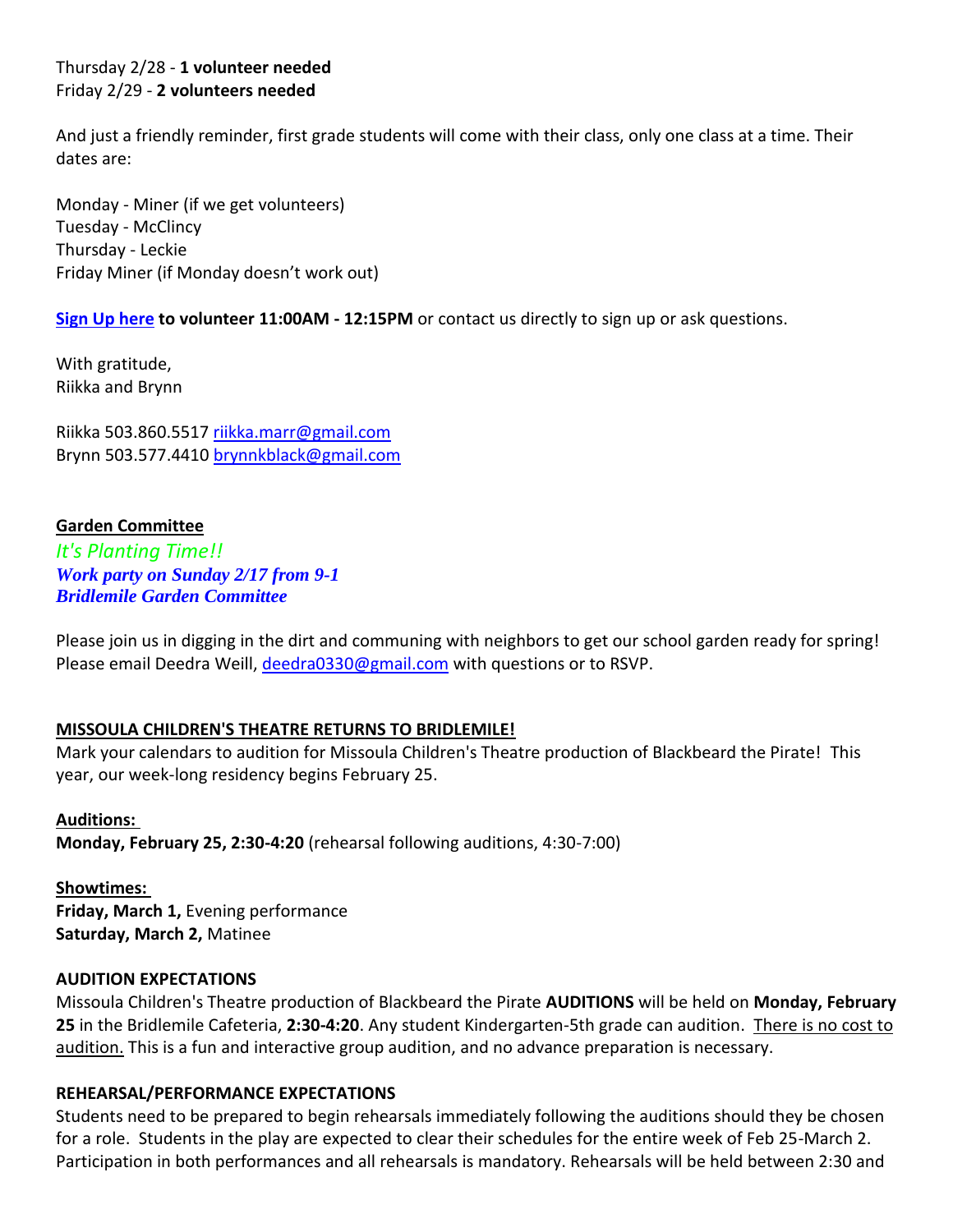Thursday 2/28 - **1 volunteer needed**
Friday 2/29 - **2 volunteers needed**

And just a friendly reminder, first grade students will come with their class, only one class at a time. Their dates are:

Monday - Miner (if we get volunteers)
Tuesday - McClincy
Thursday - Leckie
Friday Miner (if Monday doesn't work out)

**Sign Up here to volunteer 11:00AM - 12:15PM** or contact us directly to sign up or ask questions.

With gratitude,
Riikka and Brynn

Riikka 503.860.5517 riikka.marr@gmail.com
Brynn 503.577.4410 brynnkblack@gmail.com

**Garden Committee**

*It's Planting Time!!*
***Work party on Sunday 2/17 from 9-1***
***Bridlemile Garden Committee***

Please join us in digging in the dirt and communing with neighbors to get our school garden ready for spring! Please email Deedra Weill, deedra0330@gmail.com with questions or to RSVP.

**MISSOULA CHILDREN'S THEATRE RETURNS TO BRIDLEMILE!**

Mark your calendars to audition for Missoula Children's Theatre production of Blackbeard the Pirate! This year, our week-long residency begins February 25.

**Auditions:**
**Monday, February 25, 2:30-4:20** (rehearsal following auditions, 4:30-7:00)

**Showtimes:**
**Friday, March 1,** Evening performance
**Saturday, March 2,** Matinee

**AUDITION EXPECTATIONS**

Missoula Children's Theatre production of Blackbeard the Pirate **AUDITIONS** will be held on **Monday, February 25** in the Bridlemile Cafeteria, **2:30-4:20**. Any student Kindergarten-5th grade can audition. There is no cost to audition. This is a fun and interactive group audition, and no advance preparation is necessary.

**REHEARSAL/PERFORMANCE EXPECTATIONS**

Students need to be prepared to begin rehearsals immediately following the auditions should they be chosen for a role. Students in the play are expected to clear their schedules for the entire week of Feb 25-March 2. Participation in both performances and all rehearsals is mandatory. Rehearsals will be held between 2:30 and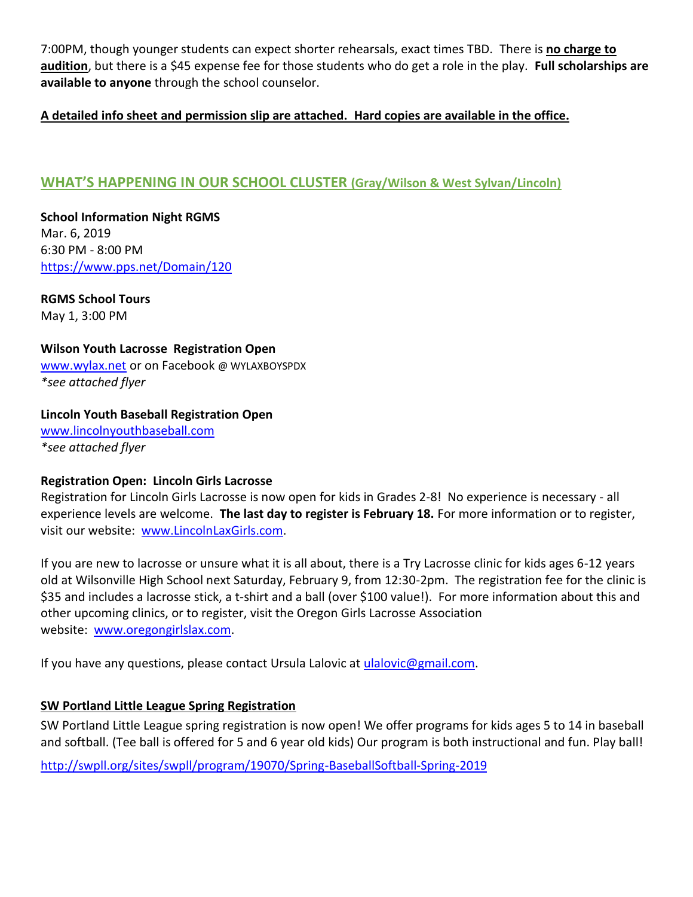7:00PM, though younger students can expect shorter rehearsals, exact times TBD. There is **no charge to audition**, but there is a $45 expense fee for those students who do get a role in the play. **Full scholarships are available to anyone** through the school counselor.

**A detailed info sheet and permission slip are attached. Hard copies are available in the office.**

## WHAT'S HAPPENING IN OUR SCHOOL CLUSTER (Gray/Wilson & West Sylvan/Lincoln)

**School Information Night RGMS**
Mar. 6, 2019
6:30 PM - 8:00 PM
https://www.pps.net/Domain/120

**RGMS School Tours**
May 1, 3:00 PM

**Wilson Youth Lacrosse Registration Open**
www.wylax.net or on Facebook @ WYLAXBOYSPDX
*\*see attached flyer*

**Lincoln Youth Baseball Registration Open**
www.lincolnyouthbaseball.com
*\*see attached flyer*

**Registration Open: Lincoln Girls Lacrosse**
Registration for Lincoln Girls Lacrosse is now open for kids in Grades 2-8! No experience is necessary - all experience levels are welcome. **The last day to register is February 18.** For more information or to register, visit our website: www.LincolnLaxGirls.com.

If you are new to lacrosse or unsure what it is all about, there is a Try Lacrosse clinic for kids ages 6-12 years old at Wilsonville High School next Saturday, February 9, from 12:30-2pm. The registration fee for the clinic is $35 and includes a lacrosse stick, a t-shirt and a ball (over $100 value!). For more information about this and other upcoming clinics, or to register, visit the Oregon Girls Lacrosse Association website: www.oregongirlslax.com.

If you have any questions, please contact Ursula Lalovic at ulalovic@gmail.com.

**SW Portland Little League Spring Registration**

SW Portland Little League spring registration is now open! We offer programs for kids ages 5 to 14 in baseball and softball. (Tee ball is offered for 5 and 6 year old kids) Our program is both instructional and fun. Play ball!

http://swpll.org/sites/swpll/program/19070/Spring-BaseballSoftball-Spring-2019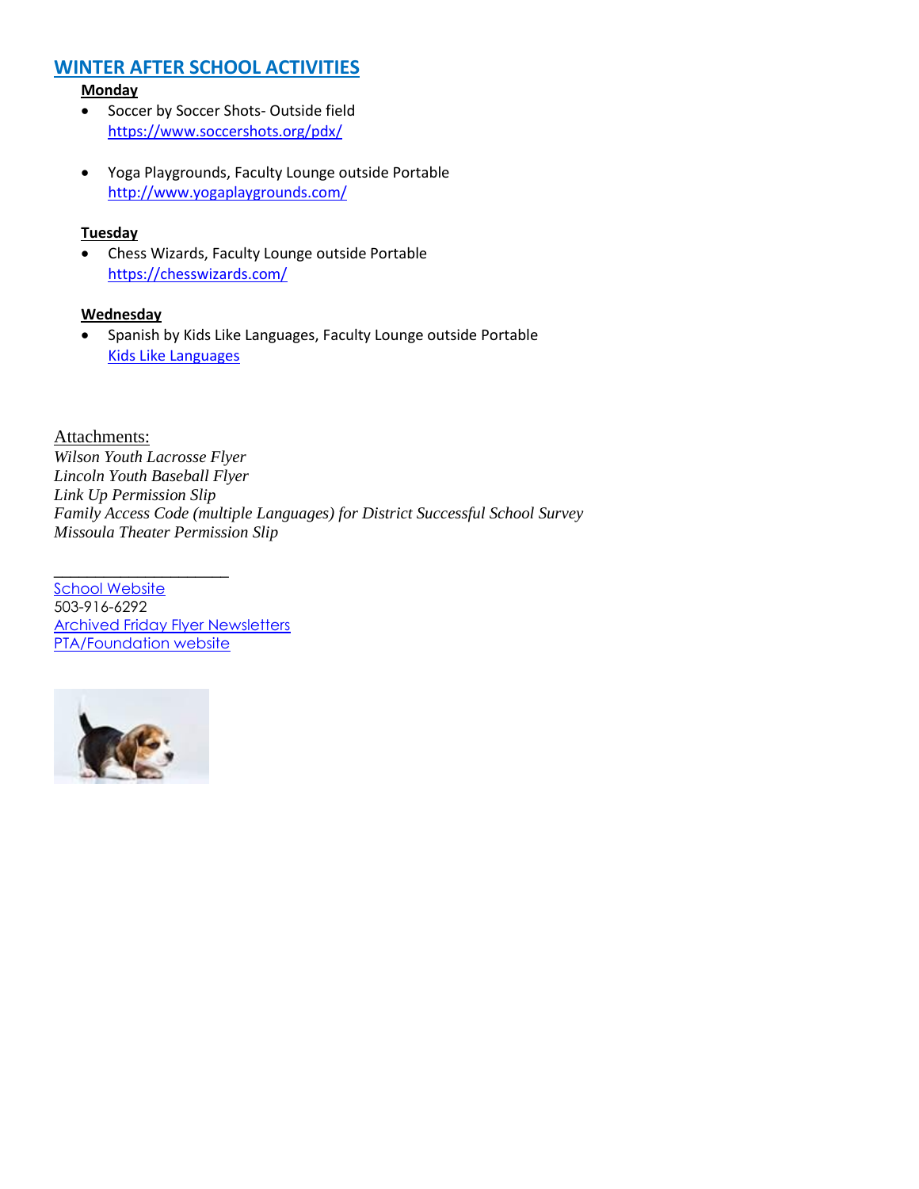## WINTER AFTER SCHOOL ACTIVITIES

**Monday**

- Soccer by Soccer Shots- Outside field
  https://www.soccershots.org/pdx/

- Yoga Playgrounds, Faculty Lounge outside Portable
  http://www.yogaplaygrounds.com/

**Tuesday**

- Chess Wizards, Faculty Lounge outside Portable
  https://chesswizards.com/

**Wednesday**

- Spanish by Kids Like Languages, Faculty Lounge outside Portable
  Kids Like Languages

Attachments:

*Wilson Youth Lacrosse Flyer*
*Lincoln Youth Baseball Flyer*
*Link Up Permission Slip*
*Family Access Code (multiple Languages) for District Successful School Survey*
*Missoula Theater Permission Slip*

---

School Website
503-916-6292
Archived Friday Flyer Newsletters
PTA/Foundation website